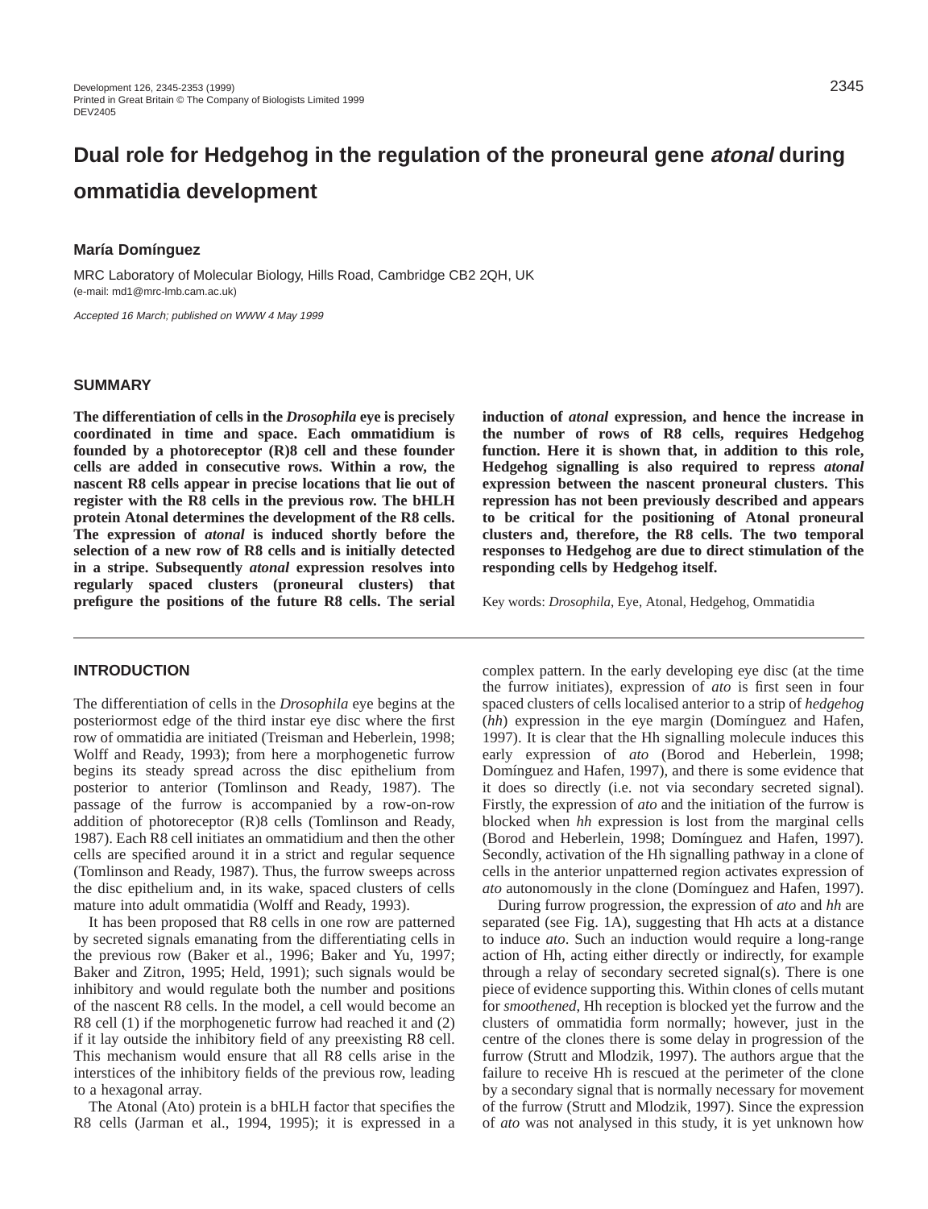# Dual role for Hedgehog in the regulation of the proneural gene *atonal* during ommatidia development

**María Domínguez**

MRC Laboratory of Molecular Biology, Hills Road, Cambridge CB2 2QH, UK
(e-mail: md1@mrc-lmb.cam.ac.uk)

*Accepted 16 March; published on WWW 4 May 1999*

## SUMMARY

**The differentiation of cells in the *Drosophila* eye is precisely coordinated in time and space. Each ommatidium is founded by a photoreceptor (R)8 cell and these founder cells are added in consecutive rows. Within a row, the nascent R8 cells appear in precise locations that lie out of register with the R8 cells in the previous row. The bHLH protein Atonal determines the development of the R8 cells. The expression of *atonal* is induced shortly before the selection of a new row of R8 cells and is initially detected in a stripe. Subsequently *atonal* expression resolves into regularly spaced clusters (proneural clusters) that prefigure the positions of the future R8 cells. The serial induction of *atonal* expression, and hence the increase in the number of rows of R8 cells, requires Hedgehog function. Here it is shown that, in addition to this role, Hedgehog signalling is also required to repress *atonal* expression between the nascent proneural clusters. This repression has not been previously described and appears to be critical for the positioning of Atonal proneural clusters and, therefore, the R8 cells. The two temporal responses to Hedgehog are due to direct stimulation of the responding cells by Hedgehog itself.**

Key words: *Drosophila*, Eye, Atonal, Hedgehog, Ommatidia

## INTRODUCTION

The differentiation of cells in the *Drosophila* eye begins at the posteriormost edge of the third instar eye disc where the first row of ommatidia are initiated (Treisman and Heberlein, 1998; Wolff and Ready, 1993); from here a morphogenetic furrow begins its steady spread across the disc epithelium from posterior to anterior (Tomlinson and Ready, 1987). The passage of the furrow is accompanied by a row-on-row addition of photoreceptor (R)8 cells (Tomlinson and Ready, 1987). Each R8 cell initiates an ommatidium and then the other cells are specified around it in a strict and regular sequence (Tomlinson and Ready, 1987). Thus, the furrow sweeps across the disc epithelium and, in its wake, spaced clusters of cells mature into adult ommatidia (Wolff and Ready, 1993).

It has been proposed that R8 cells in one row are patterned by secreted signals emanating from the differentiating cells in the previous row (Baker et al., 1996; Baker and Yu, 1997; Baker and Zitron, 1995; Held, 1991); such signals would be inhibitory and would regulate both the number and positions of the nascent R8 cells. In the model, a cell would become an R8 cell (1) if the morphogenetic furrow had reached it and (2) if it lay outside the inhibitory field of any preexisting R8 cell. This mechanism would ensure that all R8 cells arise in the interstices of the inhibitory fields of the previous row, leading to a hexagonal array.

The Atonal (Ato) protein is a bHLH factor that specifies the R8 cells (Jarman et al., 1994, 1995); it is expressed in a complex pattern. In the early developing eye disc (at the time the furrow initiates), expression of *ato* is first seen in four spaced clusters of cells localised anterior to a strip of *hedgehog* (*hh*) expression in the eye margin (Domínguez and Hafen, 1997). It is clear that the Hh signalling molecule induces this early expression of *ato* (Borod and Heberlein, 1998; Domínguez and Hafen, 1997), and there is some evidence that it does so directly (i.e. not via secondary secreted signal). Firstly, the expression of *ato* and the initiation of the furrow is blocked when *hh* expression is lost from the marginal cells (Borod and Heberlein, 1998; Domínguez and Hafen, 1997). Secondly, activation of the Hh signalling pathway in a clone of cells in the anterior unpatterned region activates expression of *ato* autonomously in the clone (Domínguez and Hafen, 1997).

During furrow progression, the expression of *ato* and *hh* are separated (see Fig. 1A), suggesting that Hh acts at a distance to induce *ato*. Such an induction would require a long-range action of Hh, acting either directly or indirectly, for example through a relay of secondary secreted signal(s). There is one piece of evidence supporting this. Within clones of cells mutant for *smoothened*, Hh reception is blocked yet the furrow and the clusters of ommatidia form normally; however, just in the centre of the clones there is some delay in progression of the furrow (Strutt and Mlodzik, 1997). The authors argue that the failure to receive Hh is rescued at the perimeter of the clone by a secondary signal that is normally necessary for movement of the furrow (Strutt and Mlodzik, 1997). Since the expression of *ato* was not analysed in this study, it is yet unknown how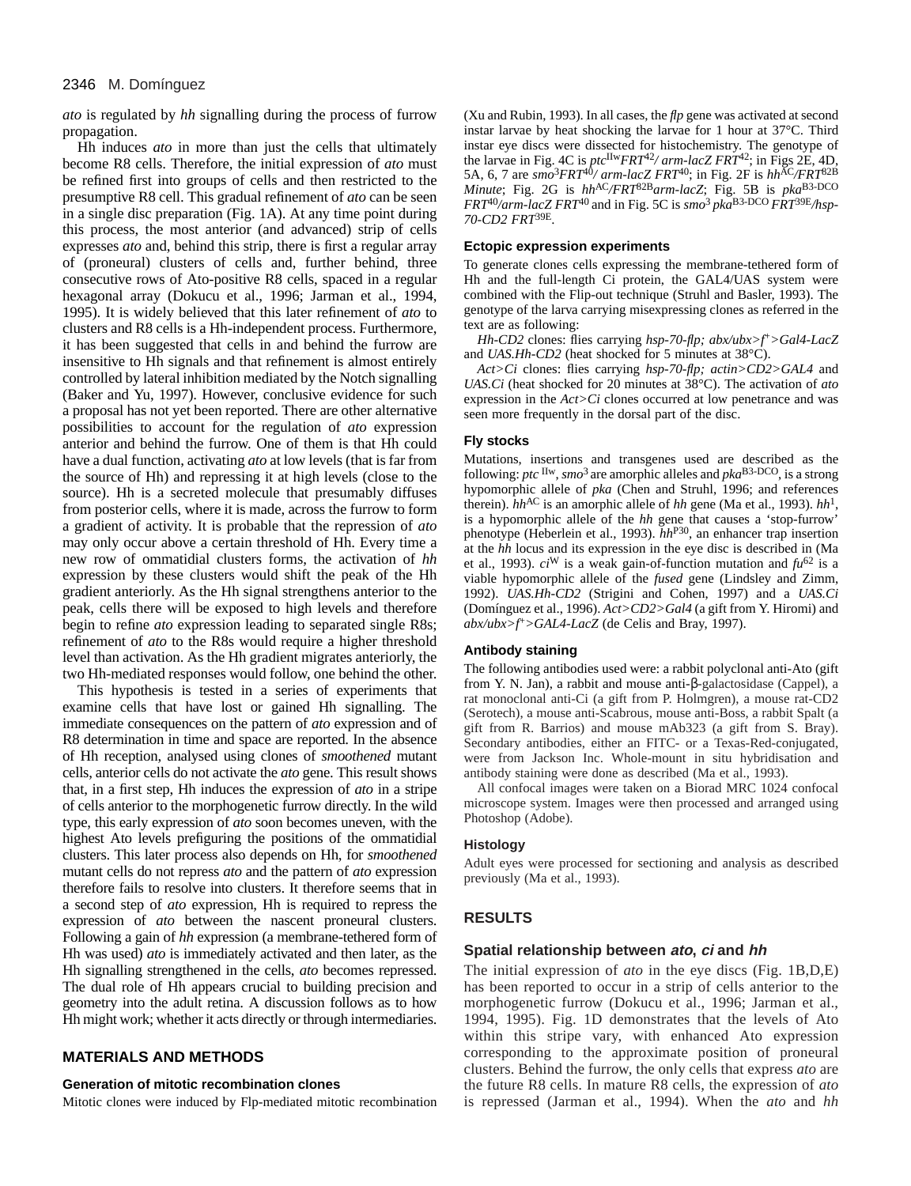*ato* is regulated by *hh* signalling during the process of furrow propagation.

Hh induces *ato* in more than just the cells that ultimately become R8 cells. Therefore, the initial expression of *ato* must be refined first into groups of cells and then restricted to the presumptive R8 cell. This gradual refinement of *ato* can be seen in a single disc preparation (Fig. 1A). At any time point during this process, the most anterior (and advanced) strip of cells expresses *ato* and, behind this strip, there is first a regular array of (proneural) clusters of cells and, further behind, three consecutive rows of Ato-positive R8 cells, spaced in a regular hexagonal array (Dokucu et al., 1996; Jarman et al., 1994, 1995). It is widely believed that this later refinement of *ato* to clusters and R8 cells is a Hh-independent process. Furthermore, it has been suggested that cells in and behind the furrow are insensitive to Hh signals and that refinement is almost entirely controlled by lateral inhibition mediated by the Notch signalling (Baker and Yu, 1997). However, conclusive evidence for such a proposal has not yet been reported. There are other alternative possibilities to account for the regulation of *ato* expression anterior and behind the furrow. One of them is that Hh could have a dual function, activating *ato* at low levels (that is far from the source of Hh) and repressing it at high levels (close to the source). Hh is a secreted molecule that presumably diffuses from posterior cells, where it is made, across the furrow to form a gradient of activity. It is probable that the repression of *ato* may only occur above a certain threshold of Hh. Every time a new row of ommatidial clusters forms, the activation of *hh* expression by these clusters would shift the peak of the Hh gradient anteriorly. As the Hh signal strengthens anterior to the peak, cells there will be exposed to high levels and therefore begin to refine *ato* expression leading to separated single R8s; refinement of *ato* to the R8s would require a higher threshold level than activation. As the Hh gradient migrates anteriorly, the two Hh-mediated responses would follow, one behind the other.

This hypothesis is tested in a series of experiments that examine cells that have lost or gained Hh signalling. The immediate consequences on the pattern of *ato* expression and of R8 determination in time and space are reported. In the absence of Hh reception, analysed using clones of *smoothened* mutant cells, anterior cells do not activate the *ato* gene. This result shows that, in a first step, Hh induces the expression of *ato* in a stripe of cells anterior to the morphogenetic furrow directly. In the wild type, this early expression of *ato* soon becomes uneven, with the highest Ato levels prefiguring the positions of the ommatidial clusters. This later process also depends on Hh, for *smoothened* mutant cells do not repress *ato* and the pattern of *ato* expression therefore fails to resolve into clusters. It therefore seems that in a second step of *ato* expression, Hh is required to repress the expression of *ato* between the nascent proneural clusters. Following a gain of *hh* expression (a membrane-tethered form of Hh was used) *ato* is immediately activated and then later, as the Hh signalling strengthened in the cells, *ato* becomes repressed. The dual role of Hh appears crucial to building precision and geometry into the adult retina. A discussion follows as to how Hh might work; whether it acts directly or through intermediaries.

## MATERIALS AND METHODS

### Generation of mitotic recombination clones

Mitotic clones were induced by Flp-mediated mitotic recombination (Xu and Rubin, 1993). In all cases, the *flp* gene was activated at second instar larvae by heat shocking the larvae for 1 hour at 37°C. Third instar eye discs were dissected for histochemistry. The genotype of the larvae in Fig. 4C is *ptc*$^{IIw}$*FRT*$^{42}$*/ arm-lacZ FRT*$^{42}$; in Figs 2E, 4D, 5A, 6, 7 are *smo*$^{3}$*FRT*$^{40}$*/ arm-lacZ FRT*$^{40}$; in Fig. 2F is *hh*$^{AC}$*/FRT*$^{82B}$ *Minute*; Fig. 2G is *hh*$^{AC}$*/FRT*$^{82B}$*arm-lacZ*; Fig. 5B is *pka*$^{B3-DCO}$ *FRT*$^{40}$*/arm-lacZ FRT*$^{40}$ and in Fig. 5C is *smo*$^{3}$ *pka*$^{B3-DCO}$ *FRT*$^{39E}$*/hsp-70-CD2 FRT*$^{39E}$.

### Ectopic expression experiments

To generate clones cells expressing the membrane-tethered form of Hh and the full-length Ci protein, the GAL4/UAS system were combined with the Flip-out technique (Struhl and Basler, 1993). The genotype of the larva carrying misexpressing clones as referred in the text are as following:

*Hh-CD2* clones: flies carrying *hsp-70-flp; abx/ubx>f*$^{+}$*>Gal4-LacZ* and *UAS.Hh-CD2* (heat shocked for 5 minutes at 38°C).

*Act>Ci* clones: flies carrying *hsp-70-flp; actin>CD2>GAL4* and *UAS.Ci* (heat shocked for 20 minutes at 38°C). The activation of *ato* expression in the *Act>Ci* clones occurred at low penetrance and was seen more frequently in the dorsal part of the disc.

### Fly stocks

Mutations, insertions and transgenes used are described as the following: *ptc* $^{IIw}$, *smo*$^{3}$ are amorphic alleles and *pka*$^{B3-DCO}$, is a strong hypomorphic allele of *pka* (Chen and Struhl, 1996; and references therein). *hh*$^{AC}$ is an amorphic allele of *hh* gene (Ma et al., 1993). *hh*$^{1}$, is a hypomorphic allele of the *hh* gene that causes a 'stop-furrow' phenotype (Heberlein et al., 1993). *hh*$^{P30}$, an enhancer trap insertion at the *hh* locus and its expression in the eye disc is described in (Ma et al., 1993). *ci*$^{W}$ is a weak gain-of-function mutation and *fu*$^{62}$ is a viable hypomorphic allele of the *fused* gene (Lindsley and Zimm, 1992). *UAS.Hh-CD2* (Strigini and Cohen, 1997) and a *UAS.Ci* (Domínguez et al., 1996). *Act>CD2>Gal4* (a gift from Y. Hiromi) and *abx/ubx>f*$^{+}$*>GAL4-LacZ* (de Celis and Bray, 1997).

### Antibody staining

The following antibodies used were: a rabbit polyclonal anti-Ato (gift from Y. N. Jan), a rabbit and mouse anti-β-galactosidase (Cappel), a rat monoclonal anti-Ci (a gift from P. Holmgren), a mouse rat-CD2 (Serotech), a mouse anti-Scabrous, mouse anti-Boss, a rabbit Spalt (a gift from R. Barrios) and mouse mAb323 (a gift from S. Bray). Secondary antibodies, either an FITC- or a Texas-Red-conjugated, were from Jackson Inc. Whole-mount in situ hybridisation and antibody staining were done as described (Ma et al., 1993).

All confocal images were taken on a Biorad MRC 1024 confocal microscope system. Images were then processed and arranged using Photoshop (Adobe).

### Histology

Adult eyes were processed for sectioning and analysis as described previously (Ma et al., 1993).

## RESULTS

### Spatial relationship between *ato*, *ci* and *hh*

The initial expression of *ato* in the eye discs (Fig. 1B,D,E) has been reported to occur in a strip of cells anterior to the morphogenetic furrow (Dokucu et al., 1996; Jarman et al., 1994, 1995). Fig. 1D demonstrates that the levels of Ato within this stripe vary, with enhanced Ato expression corresponding to the approximate position of proneural clusters. Behind the furrow, the only cells that express *ato* are the future R8 cells. In mature R8 cells, the expression of *ato* is repressed (Jarman et al., 1994). When the *ato* and *hh*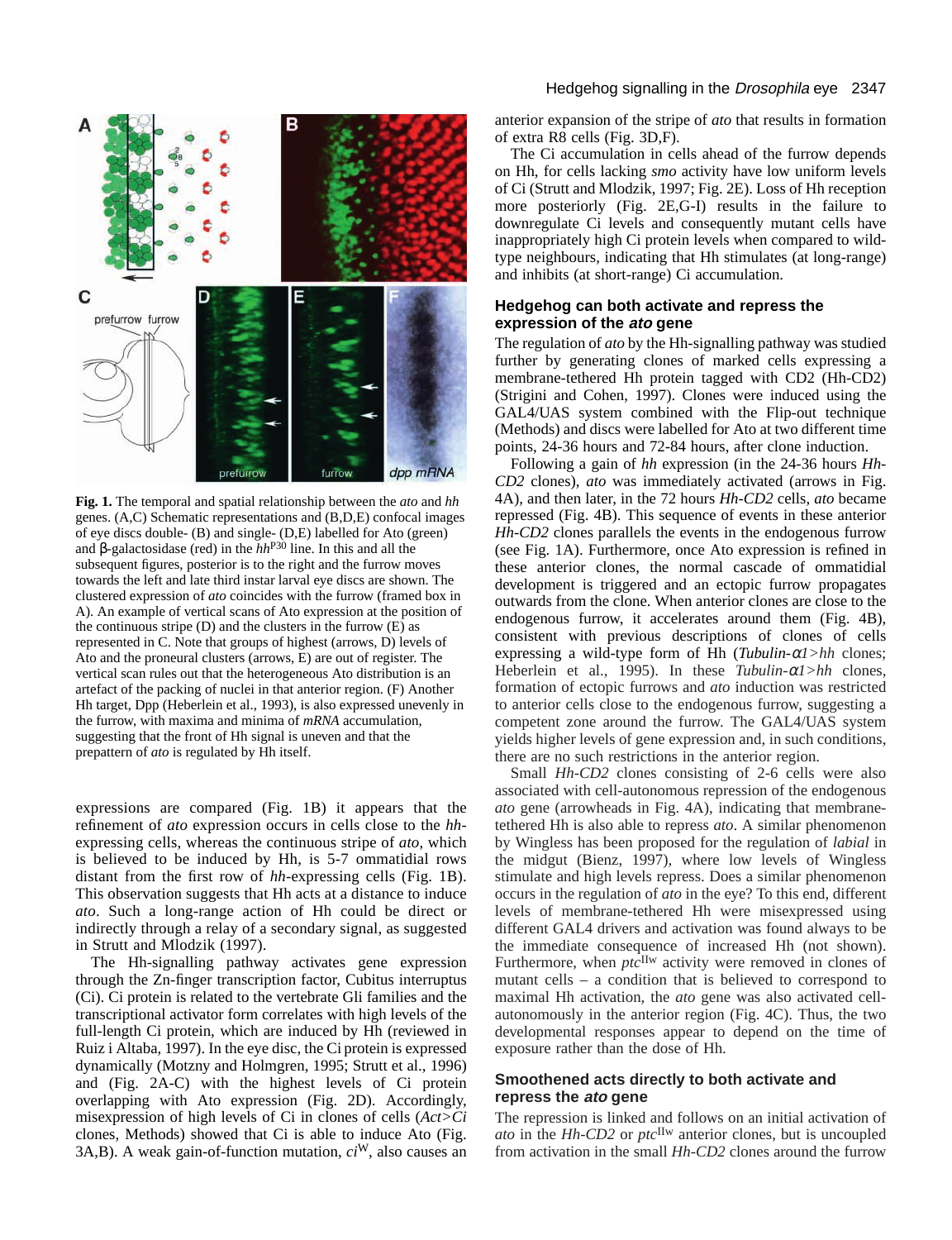**Fig. 1.** The temporal and spatial relationship between the *ato* and *hh* genes. (A,C) Schematic representations and (B,D,E) confocal images of eye discs double- (B) and single- (D,E) labelled for Ato (green) and β-galactosidase (red) in the *hh*$^{P30}$ line. In this and all the subsequent figures, posterior is to the right and the furrow moves towards the left and late third instar larval eye discs are shown. The clustered expression of *ato* coincides with the furrow (framed box in A). An example of vertical scans of Ato expression at the position of the continuous stripe (D) and the clusters in the furrow (E) as represented in C. Note that groups of highest (arrows, D) levels of Ato and the proneural clusters (arrows, E) are out of register. The vertical scan rules out that the heterogeneous Ato distribution is an artefact of the packing of nuclei in that anterior region. (F) Another Hh target, Dpp (Heberlein et al., 1993), is also expressed unevenly in the furrow, with maxima and minima of *mRNA* accumulation, suggesting that the front of Hh signal is uneven and that the prepattern of *ato* is regulated by Hh itself.

expressions are compared (Fig. 1B) it appears that the refinement of *ato* expression occurs in cells close to the *hh*-expressing cells, whereas the continuous stripe of *ato*, which is believed to be induced by Hh, is 5-7 ommatidial rows distant from the first row of *hh*-expressing cells (Fig. 1B). This observation suggests that Hh acts at a distance to induce *ato*. Such a long-range action of Hh could be direct or indirectly through a relay of a secondary signal, as suggested in Strutt and Mlodzik (1997).

The Hh-signalling pathway activates gene expression through the Zn-finger transcription factor, Cubitus interruptus (Ci). Ci protein is related to the vertebrate Gli families and the transcriptional activator form correlates with high levels of the full-length Ci protein, which are induced by Hh (reviewed in Ruiz i Altaba, 1997). In the eye disc, the Ci protein is expressed dynamically (Motzny and Holmgren, 1995; Strutt et al., 1996) and (Fig. 2A-C) with the highest levels of Ci protein overlapping with Ato expression (Fig. 2D). Accordingly, misexpression of high levels of Ci in clones of cells (*Act>Ci* clones, Methods) showed that Ci is able to induce Ato (Fig. 3A,B). A weak gain-of-function mutation, *ci*$^{W}$, also causes an anterior expansion of the stripe of *ato* that results in formation of extra R8 cells (Fig. 3D,F).

The Ci accumulation in cells ahead of the furrow depends on Hh, for cells lacking *smo* activity have low uniform levels of Ci (Strutt and Mlodzik, 1997; Fig. 2E). Loss of Hh reception more posteriorly (Fig. 2E,G-I) results in the failure to downregulate Ci levels and consequently mutant cells have inappropriately high Ci protein levels when compared to wild-type neighbours, indicating that Hh stimulates (at long-range) and inhibits (at short-range) Ci accumulation.

## Hedgehog can both activate and repress the expression of the *ato* gene

The regulation of *ato* by the Hh-signalling pathway was studied further by generating clones of marked cells expressing a membrane-tethered Hh protein tagged with CD2 (Hh-CD2) (Strigini and Cohen, 1997). Clones were induced using the GAL4/UAS system combined with the Flip-out technique (Methods) and discs were labelled for Ato at two different time points, 24-36 hours and 72-84 hours, after clone induction.

Following a gain of *hh* expression (in the 24-36 hours *Hh-CD2* clones), *ato* was immediately activated (arrows in Fig. 4A), and then later, in the 72 hours *Hh-CD2* cells, *ato* became repressed (Fig. 4B). This sequence of events in these anterior *Hh-CD2* clones parallels the events in the endogenous furrow (see Fig. 1A). Furthermore, once Ato expression is refined in these anterior clones, the normal cascade of ommatidial development is triggered and an ectopic furrow propagates outwards from the clone. When anterior clones are close to the endogenous furrow, it accelerates around them (Fig. 4B), consistent with previous descriptions of clones of cells expressing a wild-type form of Hh (*Tubulin-α1>hh* clones; Heberlein et al., 1995). In these *Tubulin-α1>hh* clones, formation of ectopic furrows and *ato* induction was restricted to anterior cells close to the endogenous furrow, suggesting a competent zone around the furrow. The GAL4/UAS system yields higher levels of gene expression and, in such conditions, there are no such restrictions in the anterior region.

Small *Hh-CD2* clones consisting of 2-6 cells were also associated with cell-autonomous repression of the endogenous *ato* gene (arrowheads in Fig. 4A), indicating that membrane-tethered Hh is also able to repress *ato*. A similar phenomenon by Wingless has been proposed for the regulation of *labial* in the midgut (Bienz, 1997), where low levels of Wingless stimulate and high levels repress. Does a similar phenomenon occurs in the regulation of *ato* in the eye? To this end, different levels of membrane-tethered Hh were misexpressed using different GAL4 drivers and activation was found always to be the immediate consequence of increased Hh (not shown). Furthermore, when *ptc*$^{IIw}$ activity were removed in clones of mutant cells – a condition that is believed to correspond to maximal Hh activation, the *ato* gene was also activated cell-autonomously in the anterior region (Fig. 4C). Thus, the two developmental responses appear to depend on the time of exposure rather than the dose of Hh.

## Smoothened acts directly to both activate and repress the *ato* gene

The repression is linked and follows on an initial activation of *ato* in the *Hh-CD2* or *ptc*$^{IIw}$ anterior clones, but is uncoupled from activation in the small *Hh-CD2* clones around the furrow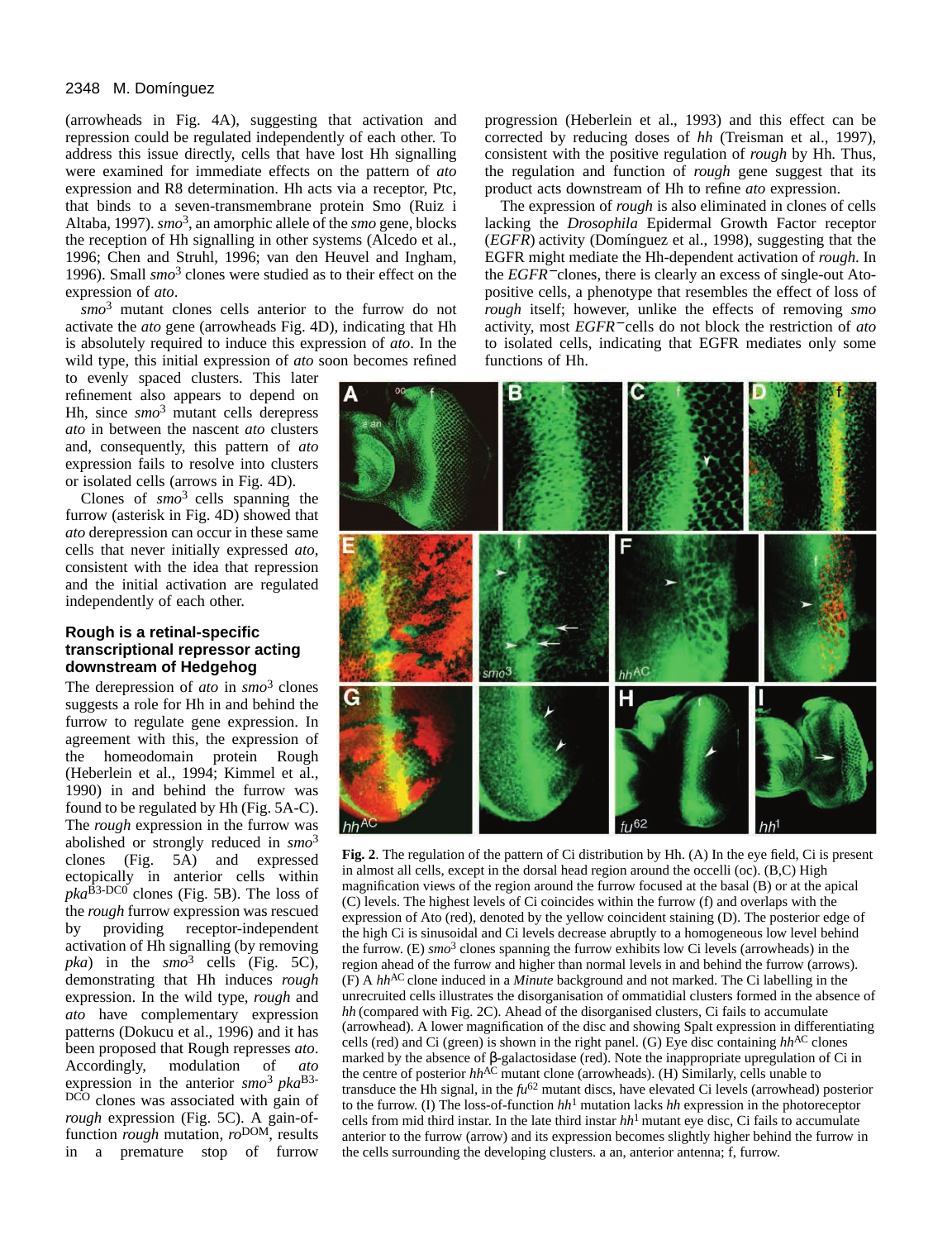(arrowheads in Fig. 4A), suggesting that activation and repression could be regulated independently of each other. To address this issue directly, cells that have lost Hh signalling were examined for immediate effects on the pattern of *ato* expression and R8 determination. Hh acts via a receptor, Ptc, that binds to a seven-transmembrane protein Smo (Ruiz i Altaba, 1997). *smo*$^3$, an amorphic allele of the *smo* gene, blocks the reception of Hh signalling in other systems (Alcedo et al., 1996; Chen and Struhl, 1996; van den Heuvel and Ingham, 1996). Small *smo*$^3$ clones were studied as to their effect on the expression of *ato*.

*smo*$^3$ mutant clones cells anterior to the furrow do not activate the *ato* gene (arrowheads Fig. 4D), indicating that Hh is absolutely required to induce this expression of *ato*. In the wild type, this initial expression of *ato* soon becomes refined to evenly spaced clusters. This later refinement also appears to depend on Hh, since *smo*$^3$ mutant cells derepress *ato* in between the nascent *ato* clusters and, consequently, this pattern of *ato* expression fails to resolve into clusters or isolated cells (arrows in Fig. 4D).

Clones of *smo*$^3$ cells spanning the furrow (asterisk in Fig. 4D) showed that *ato* derepression can occur in these same cells that never initially expressed *ato*, consistent with the idea that repression and the initial activation are regulated independently of each other.

## Rough is a retinal-specific transcriptional repressor acting downstream of Hedgehog

The derepression of *ato* in *smo*$^3$ clones suggests a role for Hh in and behind the furrow to regulate gene expression. In agreement with this, the expression of the homeodomain protein Rough (Heberlein et al., 1994; Kimmel et al., 1990) in and behind the furrow was found to be regulated by Hh (Fig. 5A-C). The *rough* expression in the furrow was abolished or strongly reduced in *smo*$^3$ clones (Fig. 5A) and expressed ectopically in anterior cells within *pka*$^{B3\text{-}DC0}$ clones (Fig. 5B). The loss of the *rough* furrow expression was rescued by providing receptor-independent activation of Hh signalling (by removing *pka*) in the *smo*$^3$ cells (Fig. 5C), demonstrating that Hh induces *rough* expression. In the wild type, *rough* and *ato* have complementary expression patterns (Dokucu et al., 1996) and it has been proposed that Rough represses *ato*. Accordingly, modulation of *ato* expression in the anterior *smo*$^3$ *pka*$^{B3\text{-}DCO}$ clones was associated with gain of *rough* expression (Fig. 5C). A gain-of-function *rough* mutation, *ro*$^{DOM}$, results in a premature stop of furrow progression (Heberlein et al., 1993) and this effect can be corrected by reducing doses of *hh* (Treisman et al., 1997), consistent with the positive regulation of *rough* by Hh. Thus, the regulation and function of *rough* gene suggest that its product acts downstream of Hh to refine *ato* expression.

The expression of *rough* is also eliminated in clones of cells lacking the *Drosophila* Epidermal Growth Factor receptor (*EGFR*) activity (Domínguez et al., 1998), suggesting that the EGFR might mediate the Hh-dependent activation of *rough*. In the *EGFR*$^-$clones, there is clearly an excess of single-out Ato-positive cells, a phenotype that resembles the effect of loss of *rough* itself; however, unlike the effects of removing *smo* activity, most *EGFR*$^-$cells do not block the restriction of *ato* to isolated cells, indicating that EGFR mediates only some functions of Hh.

**Fig. 2**. The regulation of the pattern of Ci distribution by Hh. (A) In the eye field, Ci is present in almost all cells, except in the dorsal head region around the occelli (oc). (B,C) High magnification views of the region around the furrow focused at the basal (B) or at the apical (C) levels. The highest levels of Ci coincides within the furrow (f) and overlaps with the expression of Ato (red), denoted by the yellow coincident staining (D). The posterior edge of the high Ci is sinusoidal and Ci levels decrease abruptly to a homogeneous low level behind the furrow. (E) *smo*$^3$ clones spanning the furrow exhibits low Ci levels (arrowheads) in the region ahead of the furrow and higher than normal levels in and behind the furrow (arrows). (F) A *hh*$^{AC}$ clone induced in a *Minute* background and not marked. The Ci labelling in the unrecruited cells illustrates the disorganisation of ommatidial clusters formed in the absence of *hh* (compared with Fig. 2C). Ahead of the disorganised clusters, Ci fails to accumulate (arrowhead). A lower magnification of the disc and showing Spalt expression in differentiating cells (red) and Ci (green) is shown in the right panel. (G) Eye disc containing *hh*$^{AC}$ clones marked by the absence of β-galactosidase (red). Note the inappropriate upregulation of Ci in the centre of posterior *hh*$^{AC}$ mutant clone (arrowheads). (H) Similarly, cells unable to transduce the Hh signal, in the *fu*$^{62}$ mutant discs, have elevated Ci levels (arrowhead) posterior to the furrow. (I) The loss-of-function *hh*$^1$ mutation lacks *hh* expression in the photoreceptor cells from mid third instar. In the late third instar *hh*$^1$ mutant eye disc, Ci fails to accumulate anterior to the furrow (arrow) and its expression becomes slightly higher behind the furrow in the cells surrounding the developing clusters. a an, anterior antenna; f, furrow.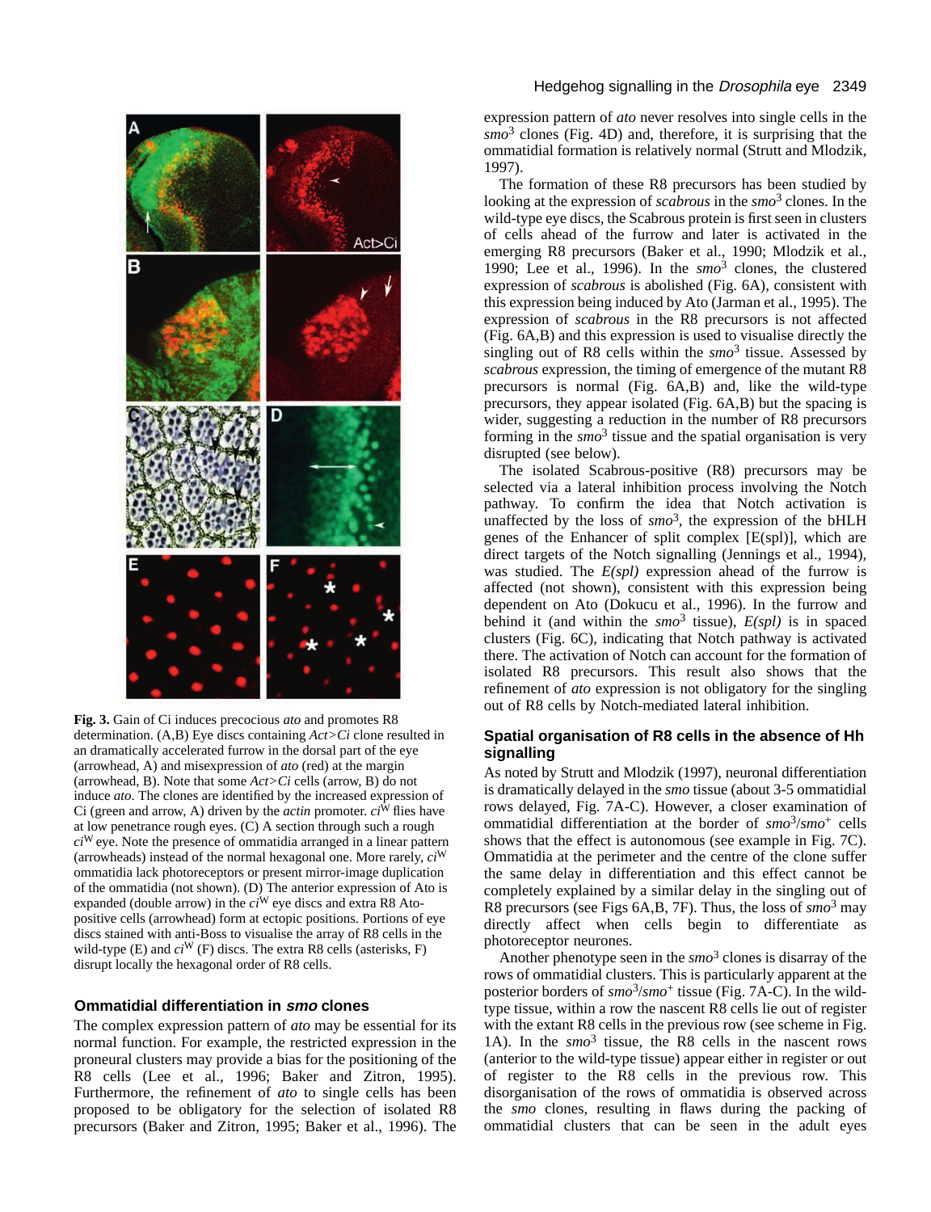**Fig. 3.** Gain of Ci induces precocious *ato* and promotes R8 determination. (A,B) Eye discs containing *Act>Ci* clone resulted in an dramatically accelerated furrow in the dorsal part of the eye (arrowhead, A) and misexpression of *ato* (red) at the margin (arrowhead, B). Note that some *Act>Ci* cells (arrow, B) do not induce *ato*. The clones are identified by the increased expression of Ci (green and arrow, A) driven by the *actin* promoter. $ci^W$ flies have at low penetrance rough eyes. (C) A section through such a rough $ci^W$ eye. Note the presence of ommatidia arranged in a linear pattern (arrowheads) instead of the normal hexagonal one. More rarely, $ci^W$ ommatidia lack photoreceptors or present mirror-image duplication of the ommatidia (not shown). (D) The anterior expression of Ato is expanded (double arrow) in the $ci^W$ eye discs and extra R8 Ato-positive cells (arrowhead) form at ectopic positions. Portions of eye discs stained with anti-Boss to visualise the array of R8 cells in the wild-type (E) and $ci^W$ (F) discs. The extra R8 cells (asterisks, F) disrupt locally the hexagonal order of R8 cells.

## Ommatidial differentiation in *smo* clones

The complex expression pattern of *ato* may be essential for its normal function. For example, the restricted expression in the proneural clusters may provide a bias for the positioning of the R8 cells (Lee et al., 1996; Baker and Zitron, 1995). Furthermore, the refinement of *ato* to single cells has been proposed to be obligatory for the selection of isolated R8 precursors (Baker and Zitron, 1995; Baker et al., 1996). The expression pattern of *ato* never resolves into single cells in the $smo^3$ clones (Fig. 4D) and, therefore, it is surprising that the ommatidial formation is relatively normal (Strutt and Mlodzik, 1997).

The formation of these R8 precursors has been studied by looking at the expression of *scabrous* in the $smo^3$ clones. In the wild-type eye discs, the Scabrous protein is first seen in clusters of cells ahead of the furrow and later is activated in the emerging R8 precursors (Baker et al., 1990; Mlodzik et al., 1990; Lee et al., 1996). In the $smo^3$ clones, the clustered expression of *scabrous* is abolished (Fig. 6A), consistent with this expression being induced by Ato (Jarman et al., 1995). The expression of *scabrous* in the R8 precursors is not affected (Fig. 6A,B) and this expression is used to visualise directly the singling out of R8 cells within the $smo^3$ tissue. Assessed by *scabrous* expression, the timing of emergence of the mutant R8 precursors is normal (Fig. 6A,B) and, like the wild-type precursors, they appear isolated (Fig. 6A,B) but the spacing is wider, suggesting a reduction in the number of R8 precursors forming in the $smo^3$ tissue and the spatial organisation is very disrupted (see below).

The isolated Scabrous-positive (R8) precursors may be selected via a lateral inhibition process involving the Notch pathway. To confirm the idea that Notch activation is unaffected by the loss of $smo^3$, the expression of the bHLH genes of the Enhancer of split complex [E(spl)], which are direct targets of the Notch signalling (Jennings et al., 1994), was studied. The *E(spl)* expression ahead of the furrow is affected (not shown), consistent with this expression being dependent on Ato (Dokucu et al., 1996). In the furrow and behind it (and within the $smo^3$ tissue), *E(spl)* is in spaced clusters (Fig. 6C), indicating that Notch pathway is activated there. The activation of Notch can account for the formation of isolated R8 precursors. This result also shows that the refinement of *ato* expression is not obligatory for the singling out of R8 cells by Notch-mediated lateral inhibition.

## Spatial organisation of R8 cells in the absence of Hh signalling

As noted by Strutt and Mlodzik (1997), neuronal differentiation is dramatically delayed in the *smo* tissue (about 3-5 ommatidial rows delayed, Fig. 7A-C). However, a closer examination of ommatidial differentiation at the border of $smo^3/smo^+$ cells shows that the effect is autonomous (see example in Fig. 7C). Ommatidia at the perimeter and the centre of the clone suffer the same delay in differentiation and this effect cannot be completely explained by a similar delay in the singling out of R8 precursors (see Figs 6A,B, 7F). Thus, the loss of $smo^3$ may directly affect when cells begin to differentiate as photoreceptor neurones.

Another phenotype seen in the $smo^3$ clones is disarray of the rows of ommatidial clusters. This is particularly apparent at the posterior borders of $smo^3/smo^+$ tissue (Fig. 7A-C). In the wild-type tissue, within a row the nascent R8 cells lie out of register with the extant R8 cells in the previous row (see scheme in Fig. 1A). In the $smo^3$ tissue, the R8 cells in the nascent rows (anterior to the wild-type tissue) appear either in register or out of register to the R8 cells in the previous row. This disorganisation of the rows of ommatidia is observed across the *smo* clones, resulting in flaws during the packing of ommatidial clusters that can be seen in the adult eyes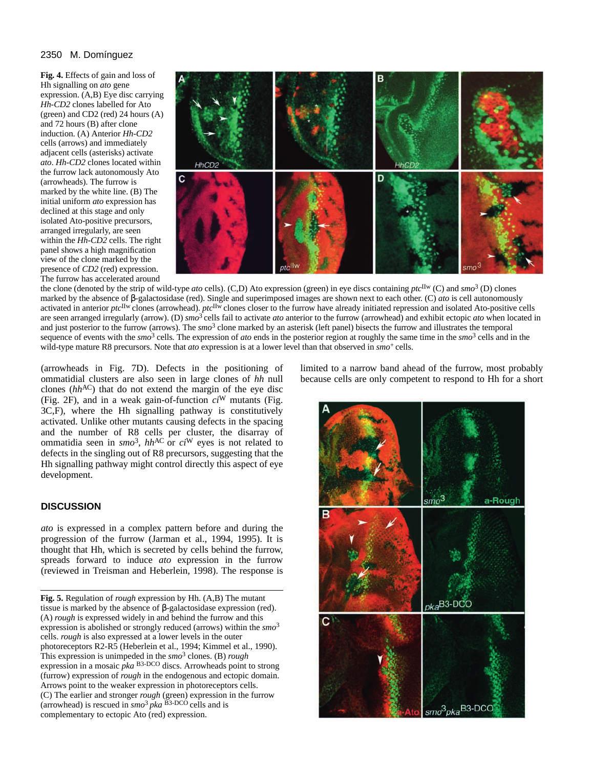**Fig. 4.** Effects of gain and loss of Hh signalling on *ato* gene expression. (A,B) Eye disc carrying *Hh-CD2* clones labelled for Ato (green) and CD2 (red) 24 hours (A) and 72 hours (B) after clone induction. (A) Anterior *Hh-CD2* cells (arrows) and immediately adjacent cells (asterisks) activate *ato*. *Hh-CD2* clones located within the furrow lack autonomously Ato (arrowheads). The furrow is marked by the white line. (B) The initial uniform *ato* expression has declined at this stage and only isolated Ato-positive precursors, arranged irregularly, are seen within the *Hh-CD2* cells. The right panel shows a high magnification view of the clone marked by the presence of *CD2* (red) expression. The furrow has accelerated around the clone (denoted by the strip of wild-type *ato* cells). (C,D) Ato expression (green) in eye discs containing $ptc^{IIw}$ (C) and $smo^3$ (D) clones marked by the absence of β-galactosidase (red). Single and superimposed images are shown next to each other. (C) *ato* is cell autonomously activated in anterior $ptc^{IIw}$ clones (arrowhead). $ptc^{IIw}$ clones closer to the furrow have already initiated repression and isolated Ato-positive cells are seen arranged irregularly (arrow). (D) $smo^3$ cells fail to activate *ato* anterior to the furrow (arrowhead) and exhibit ectopic *ato* when located in and just posterior to the furrow (arrows). The $smo^3$ clone marked by an asterisk (left panel) bisects the furrow and illustrates the temporal sequence of events with the $smo^3$ cells. The expression of *ato* ends in the posterior region at roughly the same time in the $smo^3$ cells and in the wild-type mature R8 precursors. Note that *ato* expression is at a lower level than that observed in $smo^+$ cells.

(arrowheads in Fig. 7D). Defects in the positioning of ommatidial clusters are also seen in large clones of *hh* null clones ($hh^{AC}$) that do not extend the margin of the eye disc (Fig. 2F), and in a weak gain-of-function $ci^W$ mutants (Fig. 3C,F), where the Hh signalling pathway is constitutively activated. Unlike other mutants causing defects in the spacing and the number of R8 cells per cluster, the disarray of ommatidia seen in $smo^3$, $hh^{AC}$ or $ci^W$ eyes is not related to defects in the singling out of R8 precursors, suggesting that the Hh signalling pathway might control directly this aspect of eye development.

## DISCUSSION

*ato* is expressed in a complex pattern before and during the progression of the furrow (Jarman et al., 1994, 1995). It is thought that Hh, which is secreted by cells behind the furrow, spreads forward to induce *ato* expression in the furrow (reviewed in Treisman and Heberlein, 1998). The response is limited to a narrow band ahead of the furrow, most probably because cells are only competent to respond to Hh for a short

**Fig. 5.** Regulation of *rough* expression by Hh. (A,B) The mutant tissue is marked by the absence of β-galactosidase expression (red). (A) *rough* is expressed widely in and behind the furrow and this expression is abolished or strongly reduced (arrows) within the $smo^3$ cells. *rough* is also expressed at a lower levels in the outer photoreceptors R2-R5 (Heberlein et al., 1994; Kimmel et al., 1990). This expression is unimpeded in the $smo^3$ clones. (B) *rough* expression in a mosaic $pka^{B3\text{-}DCO}$ discs. Arrowheads point to strong (furrow) expression of *rough* in the endogenous and ectopic domain. Arrows point to the weaker expression in photoreceptors cells. (C) The earlier and stronger *rough* (green) expression in the furrow (arrowhead) is rescued in $smo^3$ $pka^{B3\text{-}DCO}$ cells and is complementary to ectopic Ato (red) expression.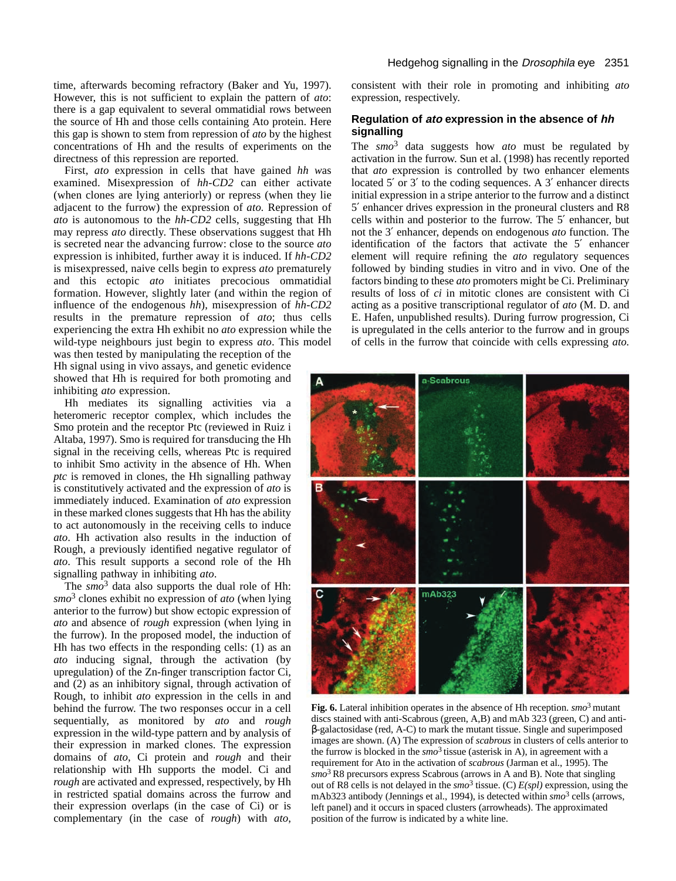time, afterwards becoming refractory (Baker and Yu, 1997). However, this is not sufficient to explain the pattern of *ato*: there is a gap equivalent to several ommatidial rows between the source of Hh and those cells containing Ato protein. Here this gap is shown to stem from repression of *ato* by the highest concentrations of Hh and the results of experiments on the directness of this repression are reported.

First, *ato* expression in cells that have gained *hh* was examined. Misexpression of *hh-CD2* can either activate (when clones are lying anteriorly) or repress (when they lie adjacent to the furrow) the expression of *ato.* Repression of *ato* is autonomous to the *hh-CD2* cells, suggesting that Hh may repress *ato* directly. These observations suggest that Hh is secreted near the advancing furrow: close to the source *ato* expression is inhibited, further away it is induced. If *hh-CD2* is misexpressed, naive cells begin to express *ato* prematurely and this ectopic *ato* initiates precocious ommatidial formation. However, slightly later (and within the region of influence of the endogenous *hh*), misexpression of *hh-CD2* results in the premature repression of *ato*; thus cells experiencing the extra Hh exhibit no *ato* expression while the wild-type neighbours just begin to express *ato*. This model was then tested by manipulating the reception of the Hh signal using in vivo assays, and genetic evidence showed that Hh is required for both promoting and inhibiting *ato* expression.

Hh mediates its signalling activities via a heteromeric receptor complex, which includes the Smo protein and the receptor Ptc (reviewed in Ruiz i Altaba, 1997). Smo is required for transducing the Hh signal in the receiving cells, whereas Ptc is required to inhibit Smo activity in the absence of Hh. When *ptc* is removed in clones, the Hh signalling pathway is constitutively activated and the expression of *ato* is immediately induced. Examination of *ato* expression in these marked clones suggests that Hh has the ability to act autonomously in the receiving cells to induce *ato*. Hh activation also results in the induction of Rough, a previously identified negative regulator of *ato*. This result supports a second role of the Hh signalling pathway in inhibiting *ato*.

The *smo*[3] data also supports the dual role of Hh: *smo*[3] clones exhibit no expression of *ato* (when lying anterior to the furrow) but show ectopic expression of *ato* and absence of *rough* expression (when lying in the furrow). In the proposed model, the induction of Hh has two effects in the responding cells: (1) as an *ato* inducing signal, through the activation (by upregulation) of the Zn-finger transcription factor Ci, and (2) as an inhibitory signal, through activation of Rough, to inhibit *ato* expression in the cells in and behind the furrow. The two responses occur in a cell sequentially, as monitored by *ato* and *rough* expression in the wild-type pattern and by analysis of their expression in marked clones. The expression domains of *ato*, Ci protein and *rough* and their relationship with Hh supports the model. Ci and *rough* are activated and expressed, respectively, by Hh in restricted spatial domains across the furrow and their expression overlaps (in the case of Ci) or is complementary (in the case of *rough*) with *ato*, consistent with their role in promoting and inhibiting *ato* expression, respectively.

## Regulation of *ato* expression in the absence of *hh* signalling

The *smo*[3] data suggests how *ato* must be regulated by activation in the furrow. Sun et al. (1998) has recently reported that *ato* expression is controlled by two enhancer elements located 5′ or 3′ to the coding sequences. A 3′ enhancer directs initial expression in a stripe anterior to the furrow and a distinct 5′ enhancer drives expression in the proneural clusters and R8 cells within and posterior to the furrow. The 5′ enhancer, but not the 3′ enhancer, depends on endogenous *ato* function. The identification of the factors that activate the 5′ enhancer element will require refining the *ato* regulatory sequences followed by binding studies in vitro and in vivo. One of the factors binding to these *ato* promoters might be Ci. Preliminary results of loss of *ci* in mitotic clones are consistent with Ci acting as a positive transcriptional regulator of *ato* (M. D. and E. Hafen, unpublished results). During furrow progression, Ci is upregulated in the cells anterior to the furrow and in groups of cells in the furrow that coincide with cells expressing *ato.*

**Fig. 6.** Lateral inhibition operates in the absence of Hh reception. *smo*[3] mutant discs stained with anti-Scabrous (green, A,B) and mAb 323 (green, C) and anti-β-galactosidase (red, A-C) to mark the mutant tissue. Single and superimposed images are shown. (A) The expression of *scabrous* in clusters of cells anterior to the furrow is blocked in the *smo*[3] tissue (asterisk in A), in agreement with a requirement for Ato in the activation of *scabrous* (Jarman et al., 1995). The *smo*[3] R8 precursors express Scabrous (arrows in A and B). Note that singling out of R8 cells is not delayed in the *smo*[3] tissue. (C) *E(spl)* expression, using the mAb323 antibody (Jennings et al., 1994), is detected within *smo*[3] cells (arrows, left panel) and it occurs in spaced clusters (arrowheads). The approximated position of the furrow is indicated by a white line.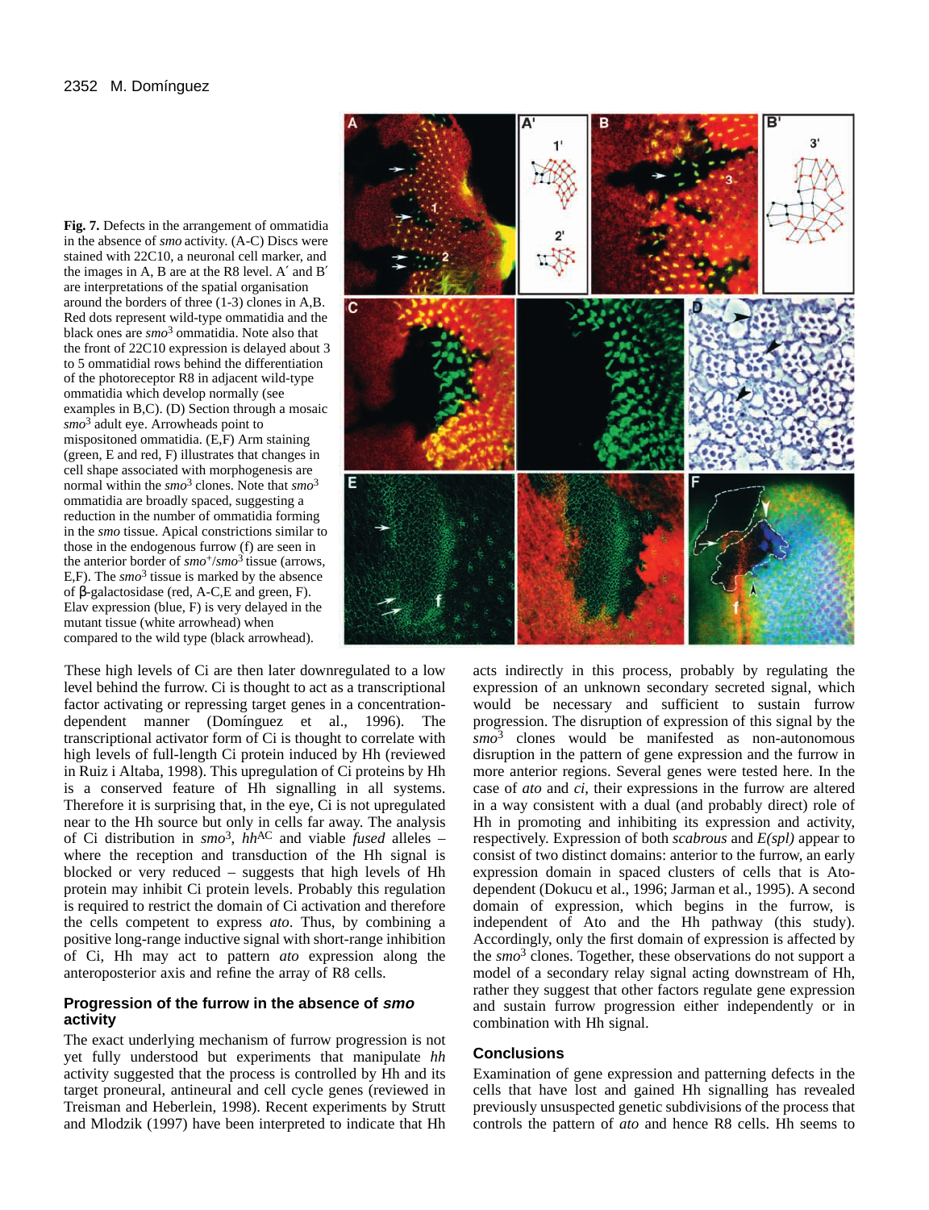**Fig. 7.** Defects in the arrangement of ommatidia in the absence of *smo* activity. (A-C) Discs were stained with 22C10, a neuronal cell marker, and the images in A, B are at the R8 level. A′ and B′ are interpretations of the spatial organisation around the borders of three (1-3) clones in A,B. Red dots represent wild-type ommatidia and the black ones are *smo*$^3$ ommatidia. Note also that the front of 22C10 expression is delayed about 3 to 5 ommatidial rows behind the differentiation of the photoreceptor R8 in adjacent wild-type ommatidia which develop normally (see examples in B,C). (D) Section through a mosaic *smo*$^3$ adult eye. Arrowheads point to mispositoned ommatidia. (E,F) Arm staining (green, E and red, F) illustrates that changes in cell shape associated with morphogenesis are normal within the *smo*$^3$ clones. Note that *smo*$^3$ ommatidia are broadly spaced, suggesting a reduction in the number of ommatidia forming in the *smo* tissue. Apical constrictions similar to those in the endogenous furrow (f) are seen in the anterior border of *smo*$^+$/*smo*$^3$ tissue (arrows, E,F). The *smo*$^3$ tissue is marked by the absence of β-galactosidase (red, A-C,E and green, F). Elav expression (blue, F) is very delayed in the mutant tissue (white arrowhead) when compared to the wild type (black arrowhead).

These high levels of Ci are then later downregulated to a low level behind the furrow. Ci is thought to act as a transcriptional factor activating or repressing target genes in a concentration-dependent manner (Domínguez et al., 1996). The transcriptional activator form of Ci is thought to correlate with high levels of full-length Ci protein induced by Hh (reviewed in Ruiz i Altaba, 1998). This upregulation of Ci proteins by Hh is a conserved feature of Hh signalling in all systems. Therefore it is surprising that, in the eye, Ci is not upregulated near to the Hh source but only in cells far away. The analysis of Ci distribution in *smo*$^3$, *hh*$^{AC}$ and viable *fused* alleles – where the reception and transduction of the Hh signal is blocked or very reduced – suggests that high levels of Hh protein may inhibit Ci protein levels. Probably this regulation is required to restrict the domain of Ci activation and therefore the cells competent to express *ato*. Thus, by combining a positive long-range inductive signal with short-range inhibition of Ci, Hh may act to pattern *ato* expression along the anteroposterior axis and refine the array of R8 cells.

## Progression of the furrow in the absence of *smo* activity

The exact underlying mechanism of furrow progression is not yet fully understood but experiments that manipulate *hh* activity suggested that the process is controlled by Hh and its target proneural, antineural and cell cycle genes (reviewed in Treisman and Heberlein, 1998). Recent experiments by Strutt and Mlodzik (1997) have been interpreted to indicate that Hh acts indirectly in this process, probably by regulating the expression of an unknown secondary secreted signal, which would be necessary and sufficient to sustain furrow progression. The disruption of expression of this signal by the *smo*$^3$ clones would be manifested as non-autonomous disruption in the pattern of gene expression and the furrow in more anterior regions. Several genes were tested here. In the case of *ato* and *ci*, their expressions in the furrow are altered in a way consistent with a dual (and probably direct) role of Hh in promoting and inhibiting its expression and activity, respectively. Expression of both *scabrous* and *E(spl)* appear to consist of two distinct domains: anterior to the furrow, an early expression domain in spaced clusters of cells that is Ato-dependent (Dokucu et al., 1996; Jarman et al., 1995). A second domain of expression, which begins in the furrow, is independent of Ato and the Hh pathway (this study). Accordingly, only the first domain of expression is affected by the *smo*$^3$ clones. Together, these observations do not support a model of a secondary relay signal acting downstream of Hh, rather they suggest that other factors regulate gene expression and sustain furrow progression either independently or in combination with Hh signal.

## Conclusions

Examination of gene expression and patterning defects in the cells that have lost and gained Hh signalling has revealed previously unsuspected genetic subdivisions of the process that controls the pattern of *ato* and hence R8 cells. Hh seems to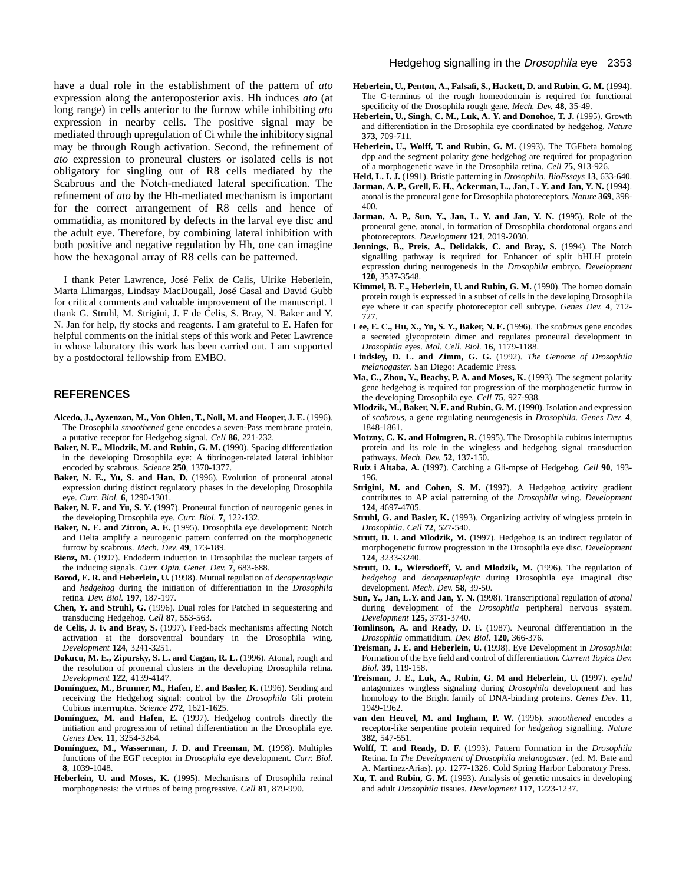have a dual role in the establishment of the pattern of *ato* expression along the anteroposterior axis. Hh induces *ato* (at long range) in cells anterior to the furrow while inhibiting *ato* expression in nearby cells. The positive signal may be mediated through upregulation of Ci while the inhibitory signal may be through Rough activation. Second, the refinement of *ato* expression to proneural clusters or isolated cells is not obligatory for singling out of R8 cells mediated by the Scabrous and the Notch-mediated lateral specification. The refinement of *ato* by the Hh-mediated mechanism is important for the correct arrangement of R8 cells and hence of ommatidia, as monitored by defects in the larval eye disc and the adult eye. Therefore, by combining lateral inhibition with both positive and negative regulation by Hh, one can imagine how the hexagonal array of R8 cells can be patterned.

I thank Peter Lawrence, José Felix de Celis, Ulrike Heberlein, Marta Llimargas, Lindsay MacDougall, José Casal and David Gubb for critical comments and valuable improvement of the manuscript. I thank G. Struhl, M. Strigini, J. F de Celis, S. Bray, N. Baker and Y. N. Jan for help, fly stocks and reagents. I am grateful to E. Hafen for helpful comments on the initial steps of this work and Peter Lawrence in whose laboratory this work has been carried out. I am supported by a postdoctoral fellowship from EMBO.

## REFERENCES

**Alcedo, J., Ayzenzon, M., Von Ohlen, T., Noll, M. and Hooper, J. E.** (1996). The Drosophila *smoothened* gene encodes a seven-Pass membrane protein, a putative receptor for Hedgehog signal. *Cell* **86**, 221-232.

**Baker, N. E., Mlodzik, M. and Rubin, G. M.** (1990). Spacing differentiation in the developing Drosophila eye: A fibrinogen-related lateral inhibitor encoded by scabrous. *Science* **250**, 1370-1377.

**Baker, N. E., Yu, S. and Han, D.** (1996). Evolution of proneural atonal expression during distinct regulatory phases in the developing Drosophila eye. *Curr. Biol.* **6**, 1290-1301.

**Baker, N. E. and Yu, S. Y.** (1997). Proneural function of neurogenic genes in the developing Drosophila eye. *Curr. Biol.* **7**, 122-132.

**Baker, N. E. and Zitron, A. E.** (1995). Drosophila eye development: Notch and Delta amplify a neurogenic pattern conferred on the morphogenetic furrow by scabrous. *Mech. Dev.* **49**, 173-189.

**Bienz, M.** (1997). Endoderm induction in Drosophila: the nuclear targets of the inducing signals. *Curr. Opin. Genet. Dev.* **7**, 683-688.

**Borod, E. R. and Heberlein, U.** (1998). Mutual regulation of *decapentaplegic* and *hedgehog* during the initiation of differentiation in the *Drosophila* retina. *Dev. Biol.* **197**, 187-197.

**Chen, Y. and Struhl, G.** (1996). Dual roles for Patched in sequestering and transducing Hedgehog. *Cell* **87**, 553-563.

**de Celis, J. F. and Bray, S.** (1997). Feed-back mechanisms affecting Notch activation at the dorsoventral boundary in the Drosophila wing. *Development* **124**, 3241-3251.

**Dokucu, M. E., Zipursky, S. L. and Cagan, R. L.** (1996). Atonal, rough and the resolution of proneural clusters in the developing Drosophila retina. *Development* **122**, 4139-4147.

**Domínguez, M., Brunner, M., Hafen, E. and Basler, K.** (1996). Sending and receiving the Hedgehog signal: control by the *Drosophila* Gli protein Cubitus interrruptus. *Science* **272**, 1621-1625.

**Domínguez, M. and Hafen, E.** (1997). Hedgehog controls directly the initiation and progression of retinal differentiation in the Drosophila eye. *Genes Dev.* **11**, 3254-3264.

**Domínguez, M., Wasserman, J. D. and Freeman, M.** (1998). Multiples functions of the EGF receptor in *Drosophila* eye development. *Curr. Biol.* **8**, 1039-1048.

**Heberlein, U. and Moses, K.** (1995). Mechanisms of Drosophila retinal morphogenesis: the virtues of being progressive. *Cell* **81**, 879-990.

**Heberlein, U., Penton, A., Falsafi, S., Hackett, D. and Rubin, G. M.** (1994). The C-terminus of the rough homeodomain is required for functional specificity of the Drosophila rough gene. *Mech. Dev.* **48**, 35-49.

**Heberlein, U., Singh, C. M., Luk, A. Y. and Donohoe, T. J.** (1995). Growth and differentiation in the Drosophila eye coordinated by hedgehog. *Nature* **373**, 709-711.

**Heberlein, U., Wolff, T. and Rubin, G. M.** (1993). The TGFbeta homolog dpp and the segment polarity gene hedgehog are required for propagation of a morphogenetic wave in the Drosophila retina. *Cell* **75**, 913-926.

**Held, L. I. J.** (1991). Bristle patterning in *Drosophila. BioEssays* **13**, 633-640.

**Jarman, A. P., Grell, E. H., Ackerman, L., Jan, L. Y. and Jan, Y. N.** (1994). atonal is the proneural gene for Drosophila photoreceptors. *Nature* **369**, 398-400.

**Jarman, A. P., Sun, Y., Jan, L. Y. and Jan, Y. N.** (1995). Role of the proneural gene, atonal, in formation of Drosophila chordotonal organs and photoreceptors. *Development* **121**, 2019-2030.

**Jennings, B., Preis, A., Delidakis, C. and Bray, S.** (1994). The Notch signalling pathway is required for Enhancer of split bHLH protein expression during neurogenesis in the *Drosophila* embryo. *Development* **120**, 3537-3548.

**Kimmel, B. E., Heberlein, U. and Rubin, G. M.** (1990). The homeo domain protein rough is expressed in a subset of cells in the developing Drosophila eye where it can specify photoreceptor cell subtype. *Genes Dev.* **4**, 712-727.

**Lee, E. C., Hu, X., Yu, S. Y., Baker, N. E.** (1996). The *scabrous* gene encodes a secreted glycoprotein dimer and regulates proneural development in *Drosophila* eyes. *Mol. Cell. Biol.* **16**, 1179-1188.

**Lindsley, D. L. and Zimm, G. G.** (1992). *The Genome of Drosophila melanogaster.* San Diego: Academic Press.

**Ma, C., Zhou, Y., Beachy, P. A. and Moses, K.** (1993). The segment polarity gene hedgehog is required for progression of the morphogenetic furrow in the developing Drosophila eye. *Cell* **75**, 927-938.

**Mlodzik, M., Baker, N. E. and Rubin, G. M.** (1990). Isolation and expression of *scabrous*, a gene regulating neurogenesis in *Drosophila. Genes Dev.* **4**, 1848-1861.

**Motzny, C. K. and Holmgren, R.** (1995). The Drosophila cubitus interruptus protein and its role in the wingless and hedgehog signal transduction pathways. *Mech. Dev.* **52**, 137-150.

**Ruiz i Altaba, A.** (1997). Catching a Gli-mpse of Hedgehog. *Cell* **90**, 193-196.

**Strigini, M. and Cohen, S. M.** (1997). A Hedgehog activity gradient contributes to AP axial patterning of the *Drosophila* wing. *Development* **124**, 4697-4705.

**Struhl, G. and Basler, K.** (1993). Organizing activity of wingless protein in *Drosophila*. *Cell* **72**, 527-540.

**Strutt, D. I. and Mlodzik, M.** (1997). Hedgehog is an indirect regulator of morphogenetic furrow progression in the Drosophila eye disc. *Development* **124**, 3233-3240.

**Strutt, D. I., Wiersdorff, V. and Mlodzik, M.** (1996). The regulation of *hedgehog* and *decapentaplegic* during Drosophila eye imaginal disc development. *Mech. Dev.* **58**, 39-50.

**Sun, Y., Jan, L.Y. and Jan, Y. N.** (1998). Transcriptional regulation of *atonal* during development of the *Drosophila* peripheral nervous system. *Development* **125,** 3731-3740.

**Tomlinson, A. and Ready, D. F.** (1987). Neuronal differentiation in the *Drosophila* ommatidium. *Dev. Biol.* **120**, 366-376.

**Treisman, J. E. and Heberlein, U.** (1998). Eye Development in *Drosophila*: Formation of the Eye field and control of differentiation. *Current Topics Dev. Biol.* **39**, 119-158.

**Treisman, J. E., Luk, A., Rubin, G. M and Heberlein, U.** (1997). *eyelid* antagonizes wingless signaling during *Drosophila* development and has homology to the Bright family of DNA-binding proteins. *Genes Dev*. **11**, 1949-1962.

**van den Heuvel, M. and Ingham, P. W.** (1996). *smoothened* encodes a receptor-like serpentine protein required for *hedgehog* signalling. *Nature* **382**, 547-551.

**Wolff, T. and Ready, D. F.** (1993). Pattern Formation in the *Drosophila* Retina. In *The Development of Drosophila melanogaster*. (ed. M. Bate and A. Martinez-Arias). pp. 1277-1326. Cold Spring Harbor Laboratory Press.

**Xu, T. and Rubin, G. M.** (1993). Analysis of genetic mosaics in developing and adult *Drosophila* tissues. *Development* **117**, 1223-1237.